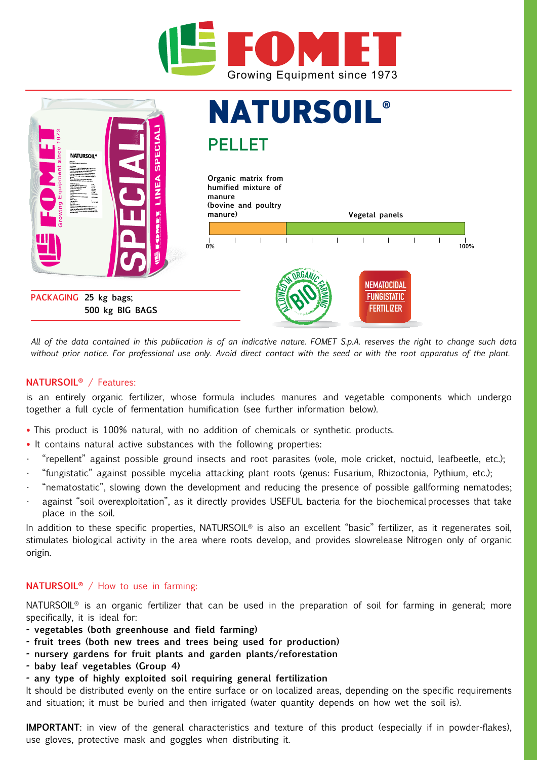# NATURSOIL®

## PELLET

Organic matrix from humified mixture of manure (bovine and poultry manure) | Vegetal panels

0% — 100%

ALLOWED IN ORGANIC FARMING — BIO

NEMATOCIDAL FUNGISTATIC FERTILIZER

**PACKAGING** **25 kg bags; 500 kg BIG BAGS**

*All of the data contained in this publication is of an indicative nature. FOMET S.p.A. reserves the right to change such data without prior notice. For professional use only. Avoid direct contact with the seed or with the root apparatus of the plant.*

### NATURSOIL® / Features:

is an entirely organic fertilizer, whose formula includes manures and vegetable components which undergo together a full cycle of fermentation humification (see further information below).

- This product is 100% natural, with no addition of chemicals or synthetic products.
- It contains natural active substances with the following properties:
  - "repellent" against possible ground insects and root parasites (vole, mole cricket, noctuid, leafbeetle, etc.);
  - "fungistatic" against possible mycelia attacking plant roots (genus: Fusarium, Rhizoctonia, Pythium, etc.);
  - "nematostatic", slowing down the development and reducing the presence of possible gallforming nematodes;
  - against "soil overexploitation", as it directly provides USEFUL bacteria for the biochemical processes that take place in the soil.

In addition to these specific properties, NATURSOIL® is also an excellent "basic" fertilizer, as it regenerates soil, stimulates biological activity in the area where roots develop, and provides slowrelease Nitrogen only of organic origin.

### NATURSOIL® / How to use in farming:

NATURSOIL® is an organic fertilizer that can be used in the preparation of soil for farming in general; more specifically, it is ideal for:

- **vegetables (both greenhouse and field farming)**
- **fruit trees (both new trees and trees being used for production)**
- **nursery gardens for fruit plants and garden plants/reforestation**
- **baby leaf vegetables (Group 4)**
- **any type of highly exploited soil requiring general fertilization**

It should be distributed evenly on the entire surface or on localized areas, depending on the specific requirements and situation; it must be buried and then irrigated (water quantity depends on how wet the soil is).

**IMPORTANT**: in view of the general characteristics and texture of this product (especially if in powder-flakes), use gloves, protective mask and goggles when distributing it.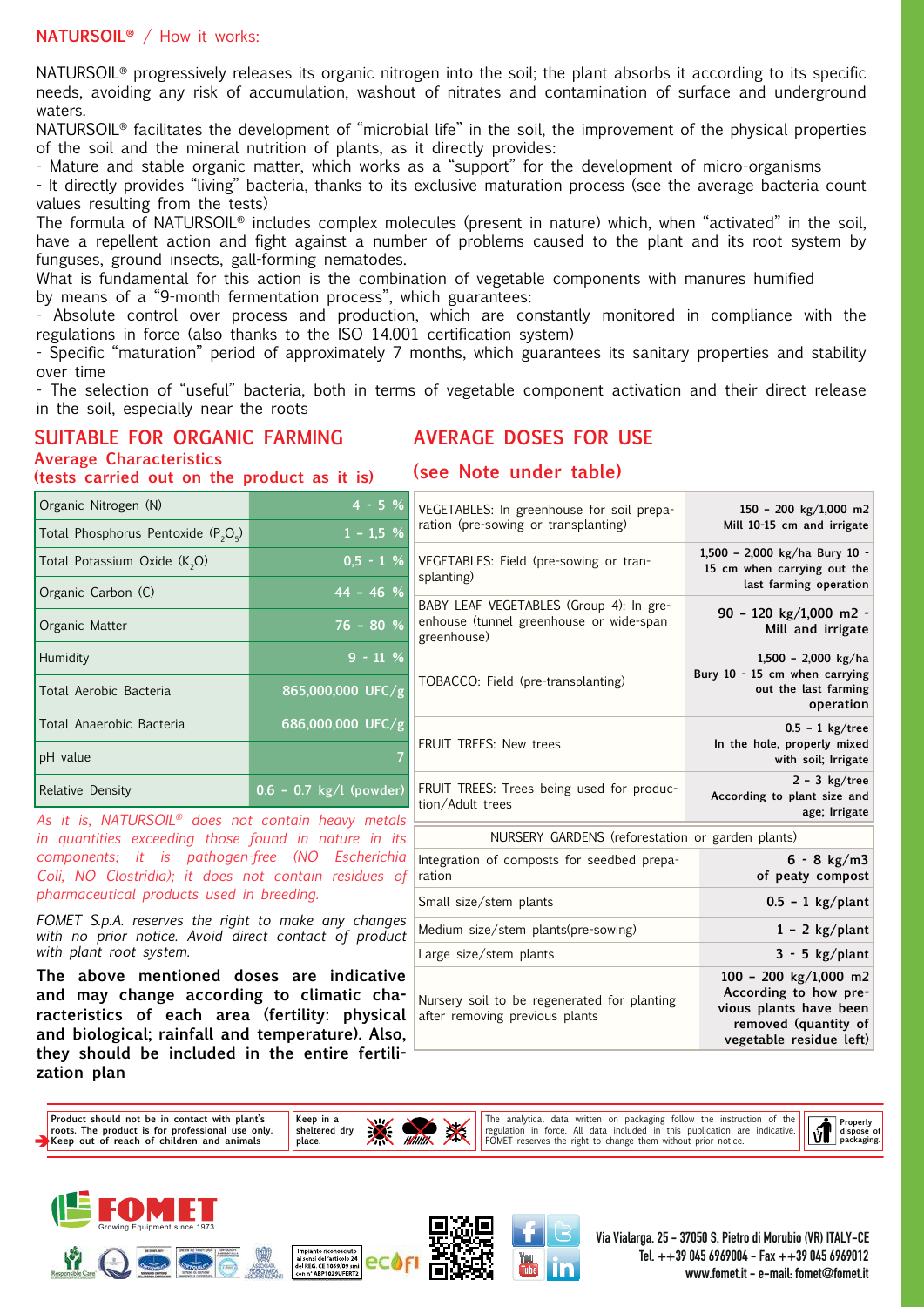## NATURSOIL® / How it works:

NATURSOIL® progressively releases its organic nitrogen into the soil; the plant absorbs it according to its specific needs, avoiding any risk of accumulation, washout of nitrates and contamination of surface and underground waters.

NATURSOIL® facilitates the development of "microbial life" in the soil, the improvement of the physical properties of the soil and the mineral nutrition of plants, as it directly provides:

- Mature and stable organic matter, which works as a "support" for the development of micro-organisms
- It directly provides "living" bacteria, thanks to its exclusive maturation process (see the average bacteria count values resulting from the tests)

The formula of NATURSOIL® includes complex molecules (present in nature) which, when "activated" in the soil, have a repellent action and fight against a number of problems caused to the plant and its root system by funguses, ground insects, gall-forming nematodes.

What is fundamental for this action is the combination of vegetable components with manures humified by means of a "9-month fermentation process", which guarantees:

- Absolute control over process and production, which are constantly monitored in compliance with the regulations in force (also thanks to the ISO 14.001 certification system)
- Specific "maturation" period of approximately 7 months, which guarantees its sanitary properties and stability over time
- The selection of "useful" bacteria, both in terms of vegetable component activation and their direct release in the soil, especially near the roots

## SUITABLE FOR ORGANIC FARMING

### Average Characteristics (tests carried out on the product as it is)

| | |
|---|---|
| Organic Nitrogen (N) | 4 - 5 % |
| Total Phosphorus Pentoxide ($P_2O_5$) | 1 - 1,5 % |
| Total Potassium Oxide ($K_2O$) | 0,5 - 1 % |
| Organic Carbon (C) | 44 - 46 % |
| Organic Matter | 76 - 80 % |
| Humidity | 9 - 11 % |
| Total Aerobic Bacteria | 865,000,000 UFC/g |
| Total Anaerobic Bacteria | 686,000,000 UFC/g |
| pH value | 7 |
| Relative Density | 0.6 - 0.7 kg/l (powder) |

*As it is, NATURSOIL® does not contain heavy metals in quantities exceeding those found in nature in its components; it is pathogen-free (NO Escherichia Coli, NO Clostridia); it does not contain residues of pharmaceutical products used in breeding.*

*FOMET S.p.A. reserves the right to make any changes with no prior notice. Avoid direct contact of product with plant root system.*

**The above mentioned doses are indicative and may change according to climatic characteristics of each area (fertility: physical and biological; rainfall and temperature). Also, they should be included in the entire fertilization plan**

## AVERAGE DOSES FOR USE

### (see Note under table)

| | |
|---|---|
| VEGETABLES: In greenhouse for soil preparation (pre-sowing or transplanting) | 150 - 200 kg/1,000 m2 Mill 10-15 cm and irrigate |
| VEGETABLES: Field (pre-sowing or transplanting) | 1,500 - 2,000 kg/ha Bury 10 - 15 cm when carrying out the last farming operation |
| BABY LEAF VEGETABLES (Group 4): In greenhouse (tunnel greenhouse or wide-span greenhouse) | 90 - 120 kg/1,000 m2 - Mill and irrigate |
| TOBACCO: Field (pre-transplanting) | 1,500 - 2,000 kg/ha Bury 10 - 15 cm when carrying out the last farming operation |
| FRUIT TREES: New trees | 0.5 - 1 kg/tree In the hole, properly mixed with soil; Irrigate |
| FRUIT TREES: Trees being used for production/Adult trees | 2 - 3 kg/tree According to plant size and age; Irrigate |
| NURSERY GARDENS (reforestation or garden plants) | |
| Integration of composts for seedbed preparation | 6 - 8 kg/m3 of peaty compost |
| Small size/stem plants | 0.5 - 1 kg/plant |
| Medium size/stem plants(pre-sowing) | 1 - 2 kg/plant |
| Large size/stem plants | 3 - 5 kg/plant |
| Nursery soil to be regenerated for planting after removing previous plants | 100 - 200 kg/1,000 m2 According to how previous plants have been removed (quantity of vegetable residue left) |

Product should not be in contact with plant's roots. The product is for professional use only. Keep out of reach of children and animals

Keep in a sheltered dry place.

The analytical data written on packaging follow the instruction of the regulation in force. All data included in this publication are indicative. FOMET reserves the right to change them without prior notice.

Properly dispose of packaging.

FOMET Growing Equipment since 1973

Impianto riconosciuto ai sensi dell'articolo 24 del REG. CE 1069/09 smi con n° ABP1029UFERT2

Via Vialarga, 25 - 37050 S. Pietro di Morubio (VR) ITALY-CE
Tel. ++39 045 6969004 - Fax ++39 045 6969012
www.fomet.it - e-mail: fomet@fomet.it